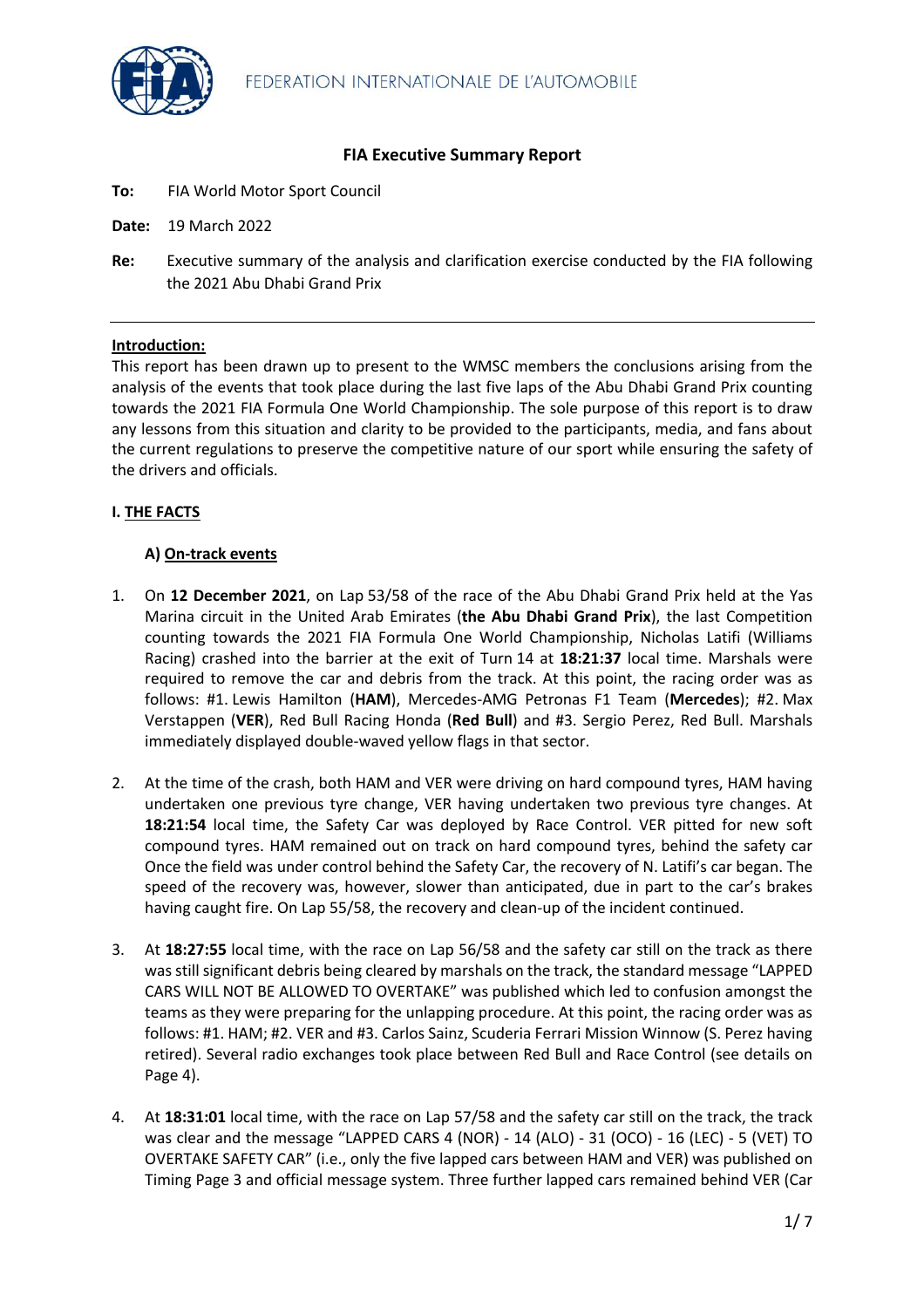FEDERATION INTERNATIONALE DE L'AUTOMOBILE

# FIA Executive Summary Report

**To:** FIA World Motor Sport Council

**Date:** 19 March 2022

**Re:** Executive summary of the analysis and clarification exercise conducted by the FIA following the 2021 Abu Dhabi Grand Prix

---

**Introduction:**

This report has been drawn up to present to the WMSC members the conclusions arising from the analysis of the events that took place during the last five laps of the Abu Dhabi Grand Prix counting towards the 2021 FIA Formula One World Championship. The sole purpose of this report is to draw any lessons from this situation and clarity to be provided to the participants, media, and fans about the current regulations to preserve the competitive nature of our sport while ensuring the safety of the drivers and officials.

## I. THE FACTS

### A) On-track events

1. On **12 December 2021**, on Lap 53/58 of the race of the Abu Dhabi Grand Prix held at the Yas Marina circuit in the United Arab Emirates (**the Abu Dhabi Grand Prix**), the last Competition counting towards the 2021 FIA Formula One World Championship, Nicholas Latifi (Williams Racing) crashed into the barrier at the exit of Turn 14 at **18:21:37** local time. Marshals were required to remove the car and debris from the track. At this point, the racing order was as follows: #1. Lewis Hamilton (**HAM**), Mercedes-AMG Petronas F1 Team (**Mercedes**); #2. Max Verstappen (**VER**), Red Bull Racing Honda (**Red Bull**) and #3. Sergio Perez, Red Bull. Marshals immediately displayed double-waved yellow flags in that sector.

2. At the time of the crash, both HAM and VER were driving on hard compound tyres, HAM having undertaken one previous tyre change, VER having undertaken two previous tyre changes. At **18:21:54** local time, the Safety Car was deployed by Race Control. VER pitted for new soft compound tyres. HAM remained out on track on hard compound tyres, behind the safety car Once the field was under control behind the Safety Car, the recovery of N. Latifi's car began. The speed of the recovery was, however, slower than anticipated, due in part to the car's brakes having caught fire. On Lap 55/58, the recovery and clean-up of the incident continued.

3. At **18:27:55** local time, with the race on Lap 56/58 and the safety car still on the track as there was still significant debris being cleared by marshals on the track, the standard message "LAPPED CARS WILL NOT BE ALLOWED TO OVERTAKE" was published which led to confusion amongst the teams as they were preparing for the unlapping procedure. At this point, the racing order was as follows: #1. HAM; #2. VER and #3. Carlos Sainz, Scuderia Ferrari Mission Winnow (S. Perez having retired). Several radio exchanges took place between Red Bull and Race Control (see details on Page 4).

4. At **18:31:01** local time, with the race on Lap 57/58 and the safety car still on the track, the track was clear and the message "LAPPED CARS 4 (NOR) - 14 (ALO) - 31 (OCO) - 16 (LEC) - 5 (VET) TO OVERTAKE SAFETY CAR" (i.e., only the five lapped cars between HAM and VER) was published on Timing Page 3 and official message system. Three further lapped cars remained behind VER (Car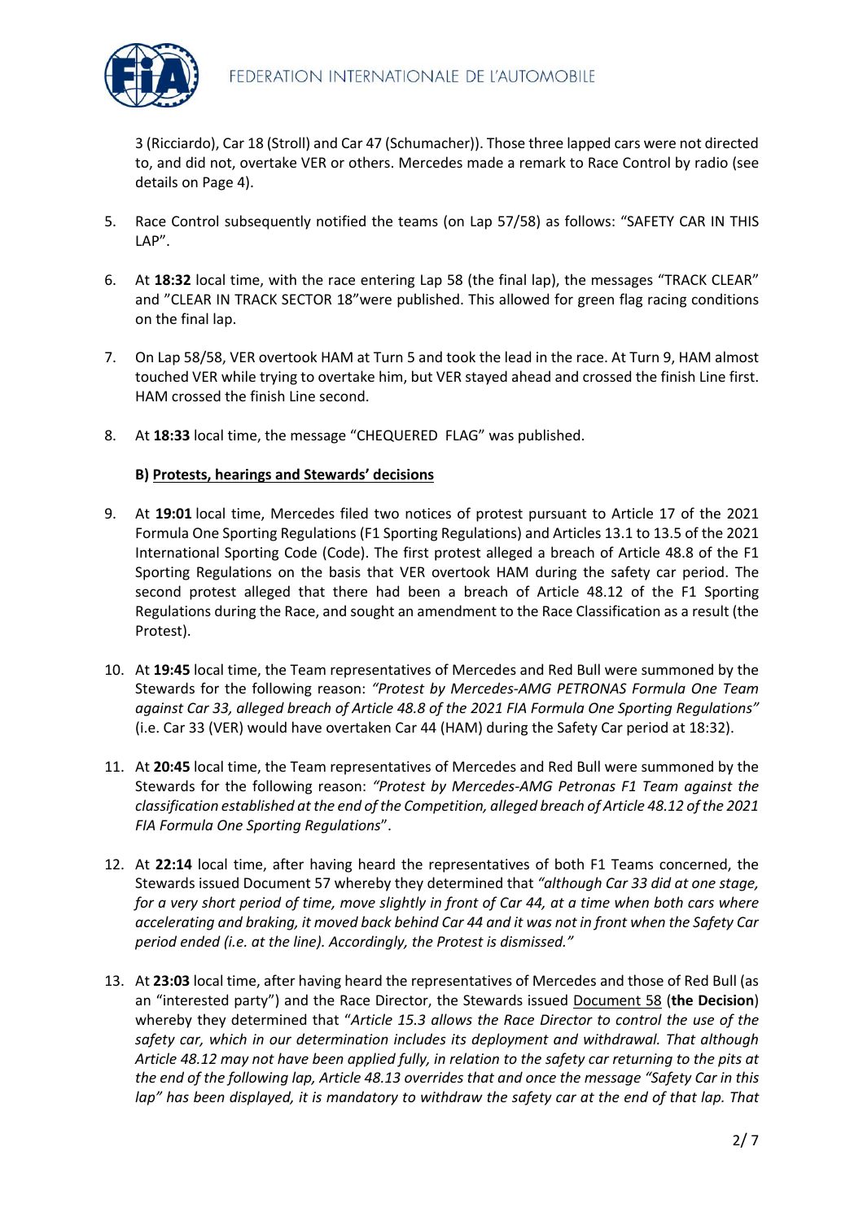3 (Ricciardo), Car 18 (Stroll) and Car 47 (Schumacher)). Those three lapped cars were not directed to, and did not, overtake VER or others. Mercedes made a remark to Race Control by radio (see details on Page 4).

5. Race Control subsequently notified the teams (on Lap 57/58) as follows: "SAFETY CAR IN THIS LAP".

6. At **18:32** local time, with the race entering Lap 58 (the final lap), the messages "TRACK CLEAR" and "CLEAR IN TRACK SECTOR 18"were published. This allowed for green flag racing conditions on the final lap.

7. On Lap 58/58, VER overtook HAM at Turn 5 and took the lead in the race. At Turn 9, HAM almost touched VER while trying to overtake him, but VER stayed ahead and crossed the finish Line first. HAM crossed the finish Line second.

8. At **18:33** local time, the message "CHEQUERED FLAG" was published.

### B) Protests, hearings and Stewards' decisions

9. At **19:01** local time, Mercedes filed two notices of protest pursuant to Article 17 of the 2021 Formula One Sporting Regulations (F1 Sporting Regulations) and Articles 13.1 to 13.5 of the 2021 International Sporting Code (Code). The first protest alleged a breach of Article 48.8 of the F1 Sporting Regulations on the basis that VER overtook HAM during the safety car period. The second protest alleged that there had been a breach of Article 48.12 of the F1 Sporting Regulations during the Race, and sought an amendment to the Race Classification as a result (the Protest).

10. At **19:45** local time, the Team representatives of Mercedes and Red Bull were summoned by the Stewards for the following reason: *"Protest by Mercedes-AMG PETRONAS Formula One Team against Car 33, alleged breach of Article 48.8 of the 2021 FIA Formula One Sporting Regulations"* (i.e. Car 33 (VER) would have overtaken Car 44 (HAM) during the Safety Car period at 18:32).

11. At **20:45** local time, the Team representatives of Mercedes and Red Bull were summoned by the Stewards for the following reason: *"Protest by Mercedes-AMG Petronas F1 Team against the classification established at the end of the Competition, alleged breach of Article 48.12 of the 2021 FIA Formula One Sporting Regulations*".

12. At **22:14** local time, after having heard the representatives of both F1 Teams concerned, the Stewards issued Document 57 whereby they determined that *"although Car 33 did at one stage, for a very short period of time, move slightly in front of Car 44, at a time when both cars where accelerating and braking, it moved back behind Car 44 and it was not in front when the Safety Car period ended (i.e. at the line). Accordingly, the Protest is dismissed."*

13. At **23:03** local time, after having heard the representatives of Mercedes and those of Red Bull (as an "interested party") and the Race Director, the Stewards issued Document 58 (**the Decision**) whereby they determined that "*Article 15.3 allows the Race Director to control the use of the safety car, which in our determination includes its deployment and withdrawal. That although Article 48.12 may not have been applied fully, in relation to the safety car returning to the pits at the end of the following lap, Article 48.13 overrides that and once the message "Safety Car in this lap" has been displayed, it is mandatory to withdraw the safety car at the end of that lap. That*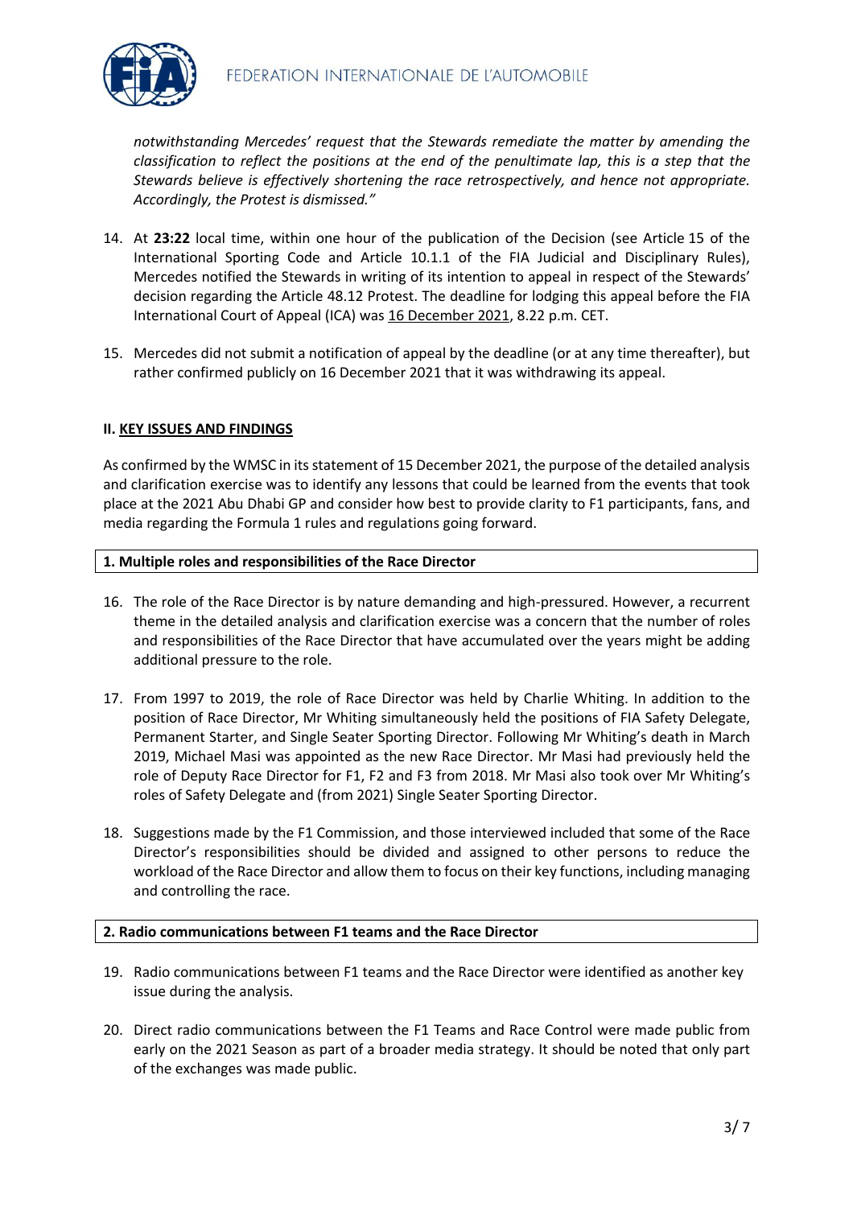*notwithstanding Mercedes' request that the Stewards remediate the matter by amending the classification to reflect the positions at the end of the penultimate lap, this is a step that the Stewards believe is effectively shortening the race retrospectively, and hence not appropriate. Accordingly, the Protest is dismissed."*

14. At **23:22** local time, within one hour of the publication of the Decision (see Article 15 of the International Sporting Code and Article 10.1.1 of the FIA Judicial and Disciplinary Rules), Mercedes notified the Stewards in writing of its intention to appeal in respect of the Stewards' decision regarding the Article 48.12 Protest. The deadline for lodging this appeal before the FIA International Court of Appeal (ICA) was <u>16 December 2021</u>, 8.22 p.m. CET.

15. Mercedes did not submit a notification of appeal by the deadline (or at any time thereafter), but rather confirmed publicly on 16 December 2021 that it was withdrawing its appeal.

## II. <u>KEY ISSUES AND FINDINGS</u>

As confirmed by the WMSC in its statement of 15 December 2021, the purpose of the detailed analysis and clarification exercise was to identify any lessons that could be learned from the events that took place at the 2021 Abu Dhabi GP and consider how best to provide clarity to F1 participants, fans, and media regarding the Formula 1 rules and regulations going forward.

### 1. Multiple roles and responsibilities of the Race Director

16. The role of the Race Director is by nature demanding and high-pressured. However, a recurrent theme in the detailed analysis and clarification exercise was a concern that the number of roles and responsibilities of the Race Director that have accumulated over the years might be adding additional pressure to the role.

17. From 1997 to 2019, the role of Race Director was held by Charlie Whiting. In addition to the position of Race Director, Mr Whiting simultaneously held the positions of FIA Safety Delegate, Permanent Starter, and Single Seater Sporting Director. Following Mr Whiting's death in March 2019, Michael Masi was appointed as the new Race Director. Mr Masi had previously held the role of Deputy Race Director for F1, F2 and F3 from 2018. Mr Masi also took over Mr Whiting's roles of Safety Delegate and (from 2021) Single Seater Sporting Director.

18. Suggestions made by the F1 Commission, and those interviewed included that some of the Race Director's responsibilities should be divided and assigned to other persons to reduce the workload of the Race Director and allow them to focus on their key functions, including managing and controlling the race.

### 2. Radio communications between F1 teams and the Race Director

19. Radio communications between F1 teams and the Race Director were identified as another key issue during the analysis.

20. Direct radio communications between the F1 Teams and Race Control were made public from early on the 2021 Season as part of a broader media strategy. It should be noted that only part of the exchanges was made public.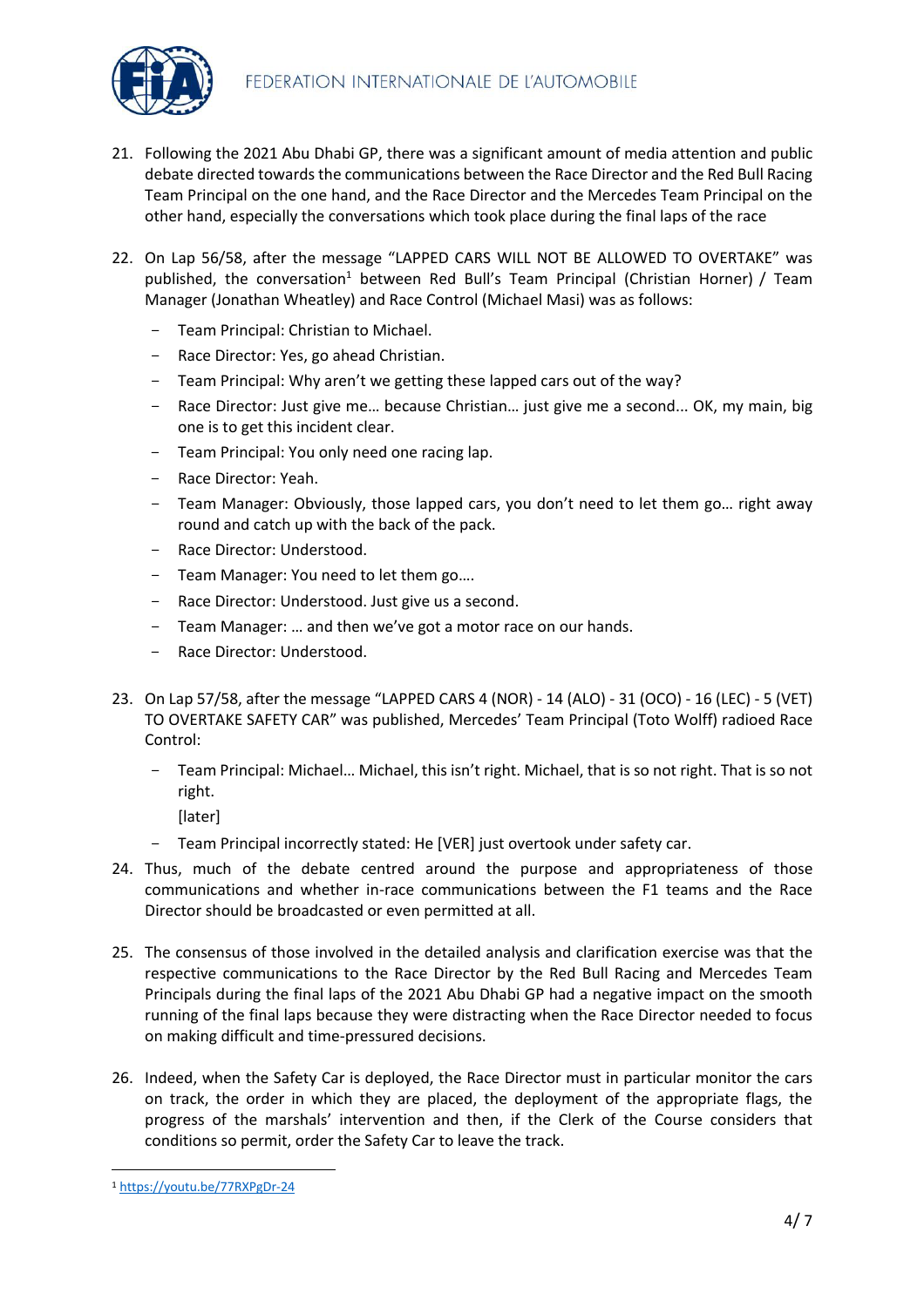21. Following the 2021 Abu Dhabi GP, there was a significant amount of media attention and public debate directed towards the communications between the Race Director and the Red Bull Racing Team Principal on the one hand, and the Race Director and the Mercedes Team Principal on the other hand, especially the conversations which took place during the final laps of the race

22. On Lap 56/58, after the message "LAPPED CARS WILL NOT BE ALLOWED TO OVERTAKE" was published, the conversation[1] between Red Bull's Team Principal (Christian Horner) / Team Manager (Jonathan Wheatley) and Race Control (Michael Masi) was as follows:

    - Team Principal: Christian to Michael.
    - Race Director: Yes, go ahead Christian.
    - Team Principal: Why aren't we getting these lapped cars out of the way?
    - Race Director: Just give me… because Christian… just give me a second... OK, my main, big one is to get this incident clear.
    - Team Principal: You only need one racing lap.
    - Race Director: Yeah.
    - Team Manager: Obviously, those lapped cars, you don't need to let them go… right away round and catch up with the back of the pack.
    - Race Director: Understood.
    - Team Manager: You need to let them go….
    - Race Director: Understood. Just give us a second.
    - Team Manager: … and then we've got a motor race on our hands.
    - Race Director: Understood.

23. On Lap 57/58, after the message "LAPPED CARS 4 (NOR) - 14 (ALO) - 31 (OCO) - 16 (LEC) - 5 (VET) TO OVERTAKE SAFETY CAR" was published, Mercedes' Team Principal (Toto Wolff) radioed Race Control:

    - Team Principal: Michael… Michael, this isn't right. Michael, that is so not right. That is so not right.
      [later]
    - Team Principal incorrectly stated: He [VER] just overtook under safety car.

24. Thus, much of the debate centred around the purpose and appropriateness of those communications and whether in-race communications between the F1 teams and the Race Director should be broadcasted or even permitted at all.

25. The consensus of those involved in the detailed analysis and clarification exercise was that the respective communications to the Race Director by the Red Bull Racing and Mercedes Team Principals during the final laps of the 2021 Abu Dhabi GP had a negative impact on the smooth running of the final laps because they were distracting when the Race Director needed to focus on making difficult and time-pressured decisions.

26. Indeed, when the Safety Car is deployed, the Race Director must in particular monitor the cars on track, the order in which they are placed, the deployment of the appropriate flags, the progress of the marshals' intervention and then, if the Clerk of the Course considers that conditions so permit, order the Safety Car to leave the track.

---

[1] https://youtu.be/77RXPgDr-24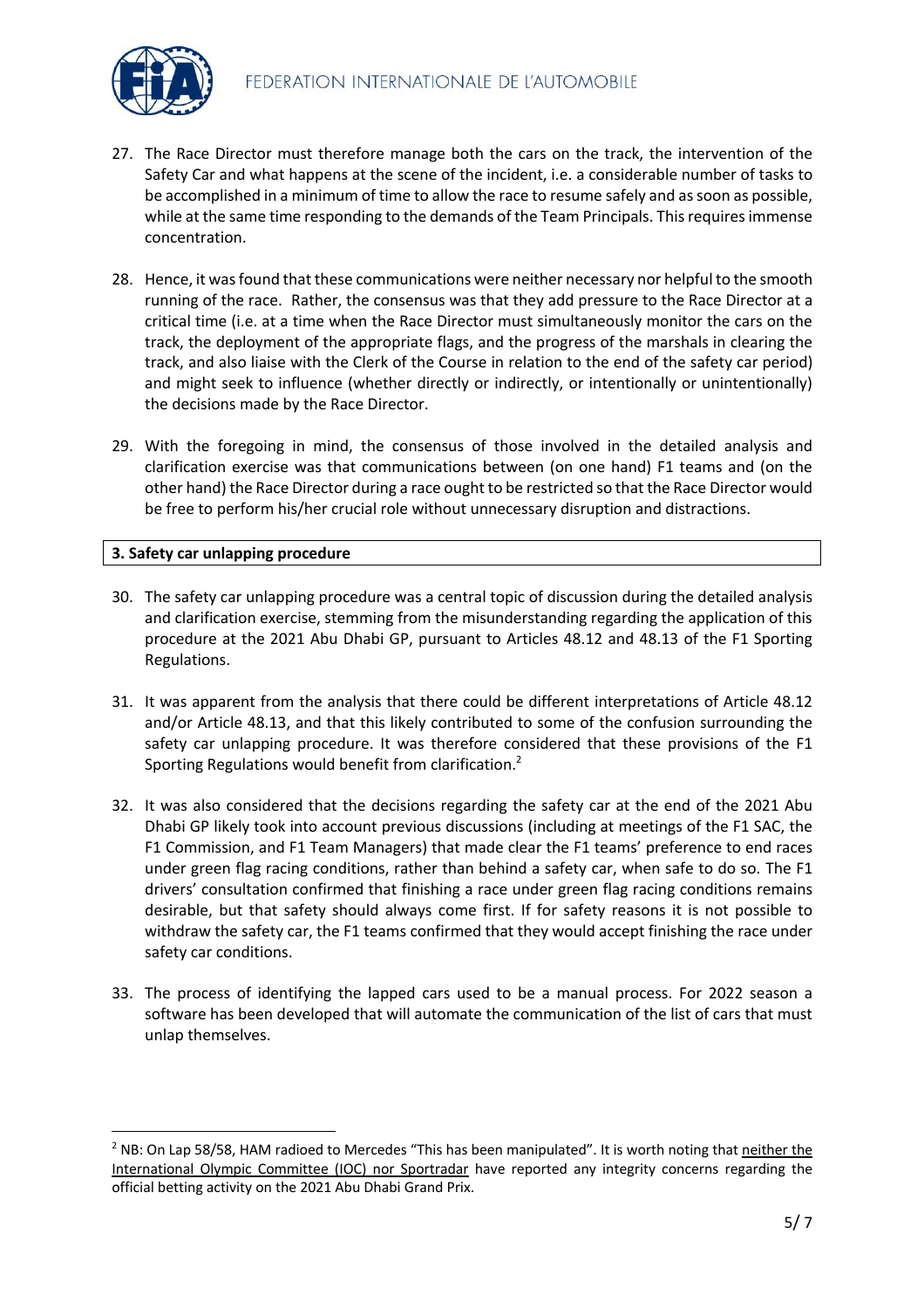27. The Race Director must therefore manage both the cars on the track, the intervention of the Safety Car and what happens at the scene of the incident, i.e. a considerable number of tasks to be accomplished in a minimum of time to allow the race to resume safely and as soon as possible, while at the same time responding to the demands of the Team Principals. This requires immense concentration.

28. Hence, it was found that these communications were neither necessary nor helpful to the smooth running of the race. Rather, the consensus was that they add pressure to the Race Director at a critical time (i.e. at a time when the Race Director must simultaneously monitor the cars on the track, the deployment of the appropriate flags, and the progress of the marshals in clearing the track, and also liaise with the Clerk of the Course in relation to the end of the safety car period) and might seek to influence (whether directly or indirectly, or intentionally or unintentionally) the decisions made by the Race Director.

29. With the foregoing in mind, the consensus of those involved in the detailed analysis and clarification exercise was that communications between (on one hand) F1 teams and (on the other hand) the Race Director during a race ought to be restricted so that the Race Director would be free to perform his/her crucial role without unnecessary disruption and distractions.

## 3. Safety car unlapping procedure

30. The safety car unlapping procedure was a central topic of discussion during the detailed analysis and clarification exercise, stemming from the misunderstanding regarding the application of this procedure at the 2021 Abu Dhabi GP, pursuant to Articles 48.12 and 48.13 of the F1 Sporting Regulations.

31. It was apparent from the analysis that there could be different interpretations of Article 48.12 and/or Article 48.13, and that this likely contributed to some of the confusion surrounding the safety car unlapping procedure. It was therefore considered that these provisions of the F1 Sporting Regulations would benefit from clarification.[2]

32. It was also considered that the decisions regarding the safety car at the end of the 2021 Abu Dhabi GP likely took into account previous discussions (including at meetings of the F1 SAC, the F1 Commission, and F1 Team Managers) that made clear the F1 teams' preference to end races under green flag racing conditions, rather than behind a safety car, when safe to do so. The F1 drivers' consultation confirmed that finishing a race under green flag racing conditions remains desirable, but that safety should always come first. If for safety reasons it is not possible to withdraw the safety car, the F1 teams confirmed that they would accept finishing the race under safety car conditions.

33. The process of identifying the lapped cars used to be a manual process. For 2022 season a software has been developed that will automate the communication of the list of cars that must unlap themselves.

---

[2] NB: On Lap 58/58, HAM radioed to Mercedes "This has been manipulated". It is worth noting that neither the International Olympic Committee (IOC) nor Sportradar have reported any integrity concerns regarding the official betting activity on the 2021 Abu Dhabi Grand Prix.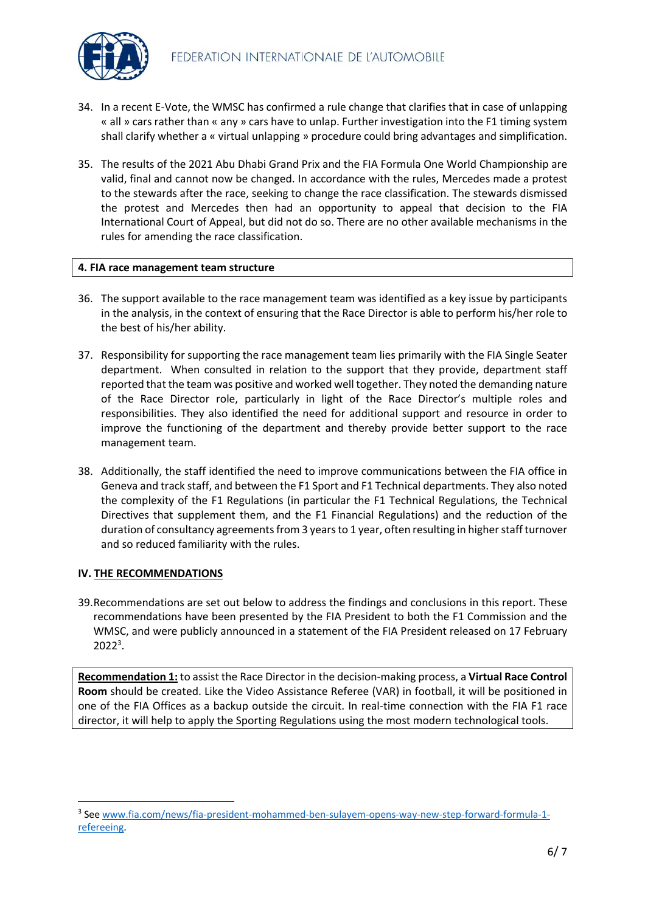34. In a recent E-Vote, the WMSC has confirmed a rule change that clarifies that in case of unlapping « all » cars rather than « any » cars have to unlap. Further investigation into the F1 timing system shall clarify whether a « virtual unlapping » procedure could bring advantages and simplification.

35. The results of the 2021 Abu Dhabi Grand Prix and the FIA Formula One World Championship are valid, final and cannot now be changed. In accordance with the rules, Mercedes made a protest to the stewards after the race, seeking to change the race classification. The stewards dismissed the protest and Mercedes then had an opportunity to appeal that decision to the FIA International Court of Appeal, but did not do so. There are no other available mechanisms in the rules for amending the race classification.

**4. FIA race management team structure**

36. The support available to the race management team was identified as a key issue by participants in the analysis, in the context of ensuring that the Race Director is able to perform his/her role to the best of his/her ability.

37. Responsibility for supporting the race management team lies primarily with the FIA Single Seater department. When consulted in relation to the support that they provide, department staff reported that the team was positive and worked well together. They noted the demanding nature of the Race Director role, particularly in light of the Race Director's multiple roles and responsibilities. They also identified the need for additional support and resource in order to improve the functioning of the department and thereby provide better support to the race management team.

38. Additionally, the staff identified the need to improve communications between the FIA office in Geneva and track staff, and between the F1 Sport and F1 Technical departments. They also noted the complexity of the F1 Regulations (in particular the F1 Technical Regulations, the Technical Directives that supplement them, and the F1 Financial Regulations) and the reduction of the duration of consultancy agreements from 3 years to 1 year, often resulting in higher staff turnover and so reduced familiarity with the rules.

## IV. THE RECOMMENDATIONS

39. Recommendations are set out below to address the findings and conclusions in this report. These recommendations have been presented by the FIA President to both the F1 Commission and the WMSC, and were publicly announced in a statement of the FIA President released on 17 February 2022[3].

**Recommendation 1:** to assist the Race Director in the decision-making process, a **Virtual Race Control Room** should be created. Like the Video Assistance Referee (VAR) in football, it will be positioned in one of the FIA Offices as a backup outside the circuit. In real-time connection with the FIA F1 race director, it will help to apply the Sporting Regulations using the most modern technological tools.

[3] See www.fia.com/news/fia-president-mohammed-ben-sulayem-opens-way-new-step-forward-formula-1-refereeing.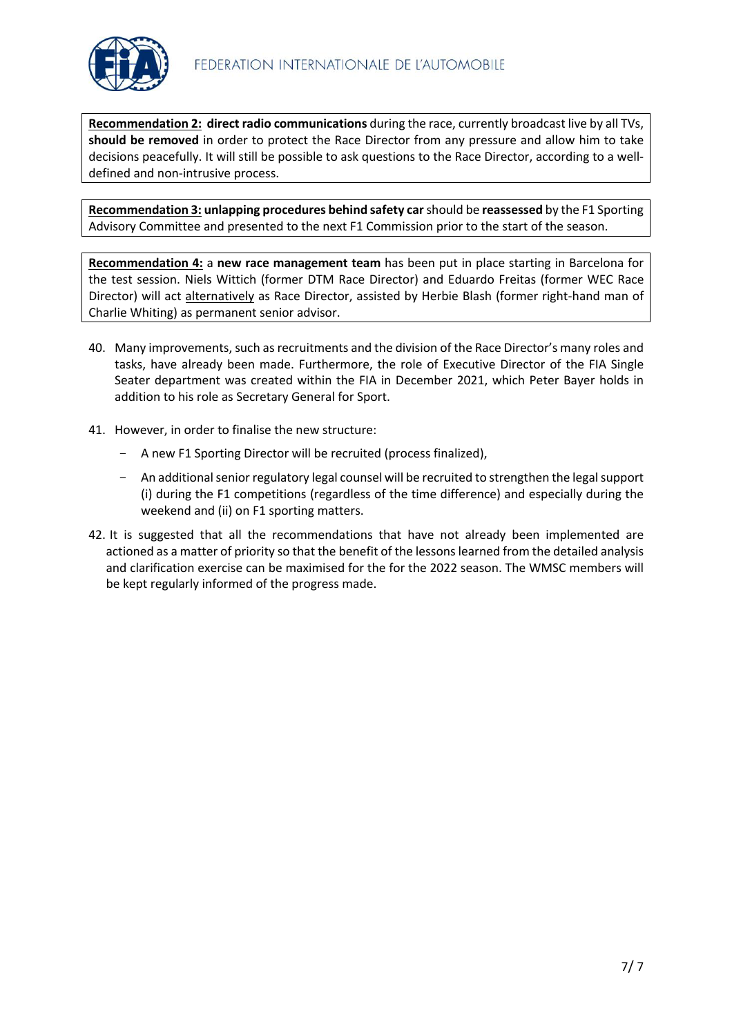**<u>Recommendation 2:</u> direct radio communications** during the race, currently broadcast live by all TVs, **should be removed** in order to protect the Race Director from any pressure and allow him to take decisions peacefully. It will still be possible to ask questions to the Race Director, according to a well-defined and non-intrusive process.

**<u>Recommendation 3:</u> unlapping procedures behind safety car** should be **reassessed** by the F1 Sporting Advisory Committee and presented to the next F1 Commission prior to the start of the season.

**<u>Recommendation 4:</u>** a **new race management team** has been put in place starting in Barcelona for the test session. Niels Wittich (former DTM Race Director) and Eduardo Freitas (former WEC Race Director) will act <u>alternatively</u> as Race Director, assisted by Herbie Blash (former right-hand man of Charlie Whiting) as permanent senior advisor.

40. Many improvements, such as recruitments and the division of the Race Director's many roles and tasks, have already been made. Furthermore, the role of Executive Director of the FIA Single Seater department was created within the FIA in December 2021, which Peter Bayer holds in addition to his role as Secretary General for Sport.

41. However, in order to finalise the new structure:

    - A new F1 Sporting Director will be recruited (process finalized),
    - An additional senior regulatory legal counsel will be recruited to strengthen the legal support (i) during the F1 competitions (regardless of the time difference) and especially during the weekend and (ii) on F1 sporting matters.

42. It is suggested that all the recommendations that have not already been implemented are actioned as a matter of priority so that the benefit of the lessons learned from the detailed analysis and clarification exercise can be maximised for the for the 2022 season. The WMSC members will be kept regularly informed of the progress made.